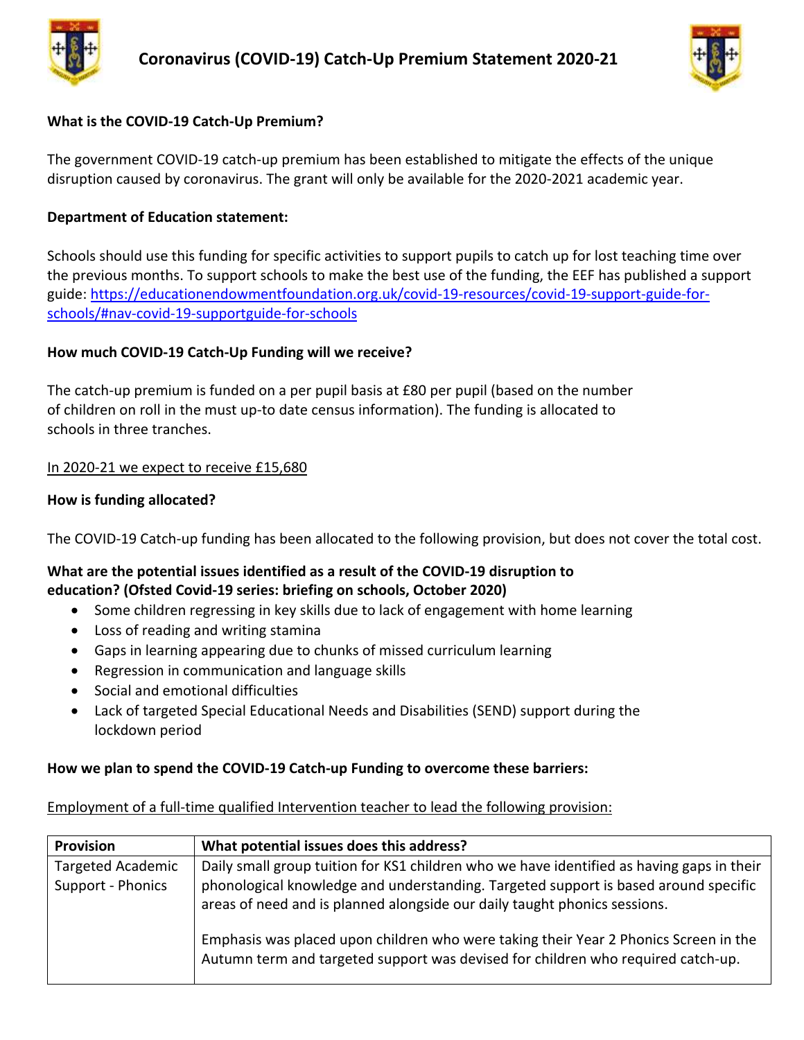# Coronavirus (COVID-19) Catch-Up Premium Statement 2020-21

**What is the COVID-19 Catch-Up Premium?**

The government COVID-19 catch-up premium has been established to mitigate the effects of the unique disruption caused by coronavirus. The grant will only be available for the 2020-2021 academic year.

**Department of Education statement:**

Schools should use this funding for specific activities to support pupils to catch up for lost teaching time over the previous months. To support schools to make the best use of the funding, the EEF has published a support guide: https://educationendowmentfoundation.org.uk/covid-19-resources/covid-19-support-guide-for-schools/#nav-covid-19-supportguide-for-schools

**How much COVID-19 Catch-Up Funding will we receive?**

The catch-up premium is funded on a per pupil basis at £80 per pupil (based on the number of children on roll in the must up-to date census information). The funding is allocated to schools in three tranches.

In 2020-21 we expect to receive £15,680

**How is funding allocated?**

The COVID-19 Catch-up funding has been allocated to the following provision, but does not cover the total cost.

**What are the potential issues identified as a result of the COVID-19 disruption to education? (Ofsted Covid-19 series: briefing on schools, October 2020)**

- Some children regressing in key skills due to lack of engagement with home learning
- Loss of reading and writing stamina
- Gaps in learning appearing due to chunks of missed curriculum learning
- Regression in communication and language skills
- Social and emotional difficulties
- Lack of targeted Special Educational Needs and Disabilities (SEND) support during the lockdown period

**How we plan to spend the COVID-19 Catch-up Funding to overcome these barriers:**

Employment of a full-time qualified Intervention teacher to lead the following provision:

| Provision | What potential issues does this address? |
|---|---|
| Targeted Academic Support - Phonics | Daily small group tuition for KS1 children who we have identified as having gaps in their phonological knowledge and understanding. Targeted support is based around specific areas of need and is planned alongside our daily taught phonics sessions.<br><br>Emphasis was placed upon children who were taking their Year 2 Phonics Screen in the Autumn term and targeted support was devised for children who required catch-up. |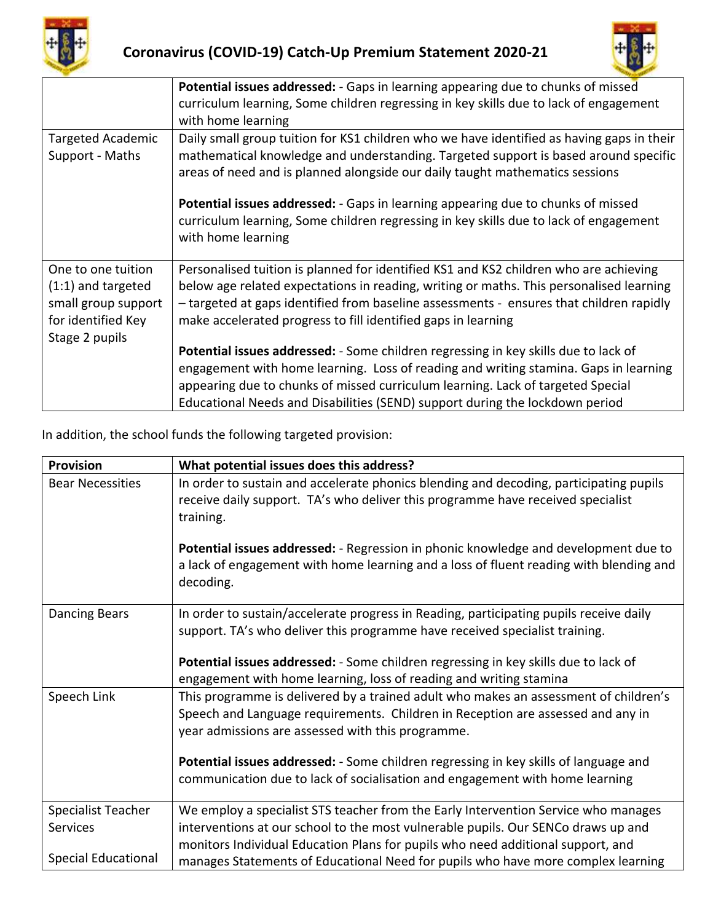| | |
|---|---|
| | **Potential issues addressed:** - Gaps in learning appearing due to chunks of missed curriculum learning, Some children regressing in key skills due to lack of engagement with home learning |
| Targeted Academic Support - Maths | Daily small group tuition for KS1 children who we have identified as having gaps in their mathematical knowledge and understanding. Targeted support is based around specific areas of need and is planned alongside our daily taught mathematics sessions<br><br>**Potential issues addressed:** - Gaps in learning appearing due to chunks of missed curriculum learning, Some children regressing in key skills due to lack of engagement with home learning |
| One to one tuition (1:1) and targeted small group support for identified Key Stage 2 pupils | Personalised tuition is planned for identified KS1 and KS2 children who are achieving below age related expectations in reading, writing or maths. This personalised learning – targeted at gaps identified from baseline assessments - ensures that children rapidly make accelerated progress to fill identified gaps in learning<br><br>**Potential issues addressed:** - Some children regressing in key skills due to lack of engagement with home learning. Loss of reading and writing stamina. Gaps in learning appearing due to chunks of missed curriculum learning. Lack of targeted Special Educational Needs and Disabilities (SEND) support during the lockdown period |

In addition, the school funds the following targeted provision:

| Provision | What potential issues does this address? |
|---|---|
| Bear Necessities | In order to sustain and accelerate phonics blending and decoding, participating pupils receive daily support. TA's who deliver this programme have received specialist training.<br><br>**Potential issues addressed:** - Regression in phonic knowledge and development due to a lack of engagement with home learning and a loss of fluent reading with blending and decoding. |
| Dancing Bears | In order to sustain/accelerate progress in Reading, participating pupils receive daily support. TA's who deliver this programme have received specialist training.<br><br>**Potential issues addressed:** - Some children regressing in key skills due to lack of engagement with home learning, loss of reading and writing stamina |
| Speech Link | This programme is delivered by a trained adult who makes an assessment of children's Speech and Language requirements. Children in Reception are assessed and any in year admissions are assessed with this programme.<br><br>**Potential issues addressed:** - Some children regressing in key skills of language and communication due to lack of socialisation and engagement with home learning |
| Specialist Teacher Services<br><br>Special Educational | We employ a specialist STS teacher from the Early Intervention Service who manages interventions at our school to the most vulnerable pupils. Our SENCo draws up and monitors Individual Education Plans for pupils who need additional support, and manages Statements of Educational Need for pupils who have more complex learning |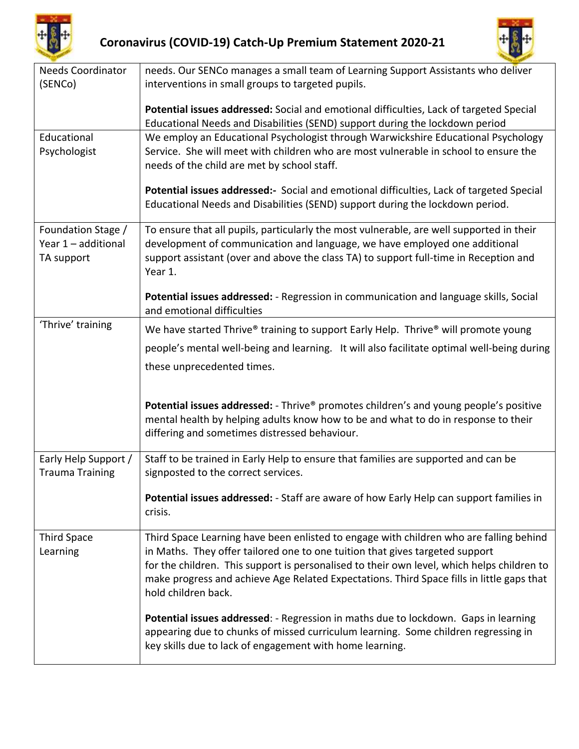| Needs Coordinator (SENCo) | needs. Our SENCo manages a small team of Learning Support Assistants who deliver interventions in small groups to targeted pupils.<br><br>**Potential issues addressed:** Social and emotional difficulties, Lack of targeted Special Educational Needs and Disabilities (SEND) support during the lockdown period |
|---|---|
| Educational Psychologist | We employ an Educational Psychologist through Warwickshire Educational Psychology Service. She will meet with children who are most vulnerable in school to ensure the needs of the child are met by school staff.<br><br>**Potential issues addressed:-** Social and emotional difficulties, Lack of targeted Special Educational Needs and Disabilities (SEND) support during the lockdown period. |
| Foundation Stage / Year 1 – additional TA support | To ensure that all pupils, particularly the most vulnerable, are well supported in their development of communication and language, we have employed one additional support assistant (over and above the class TA) to support full-time in Reception and Year 1.<br><br>**Potential issues addressed:** - Regression in communication and language skills, Social and emotional difficulties |
| 'Thrive' training | We have started Thrive® training to support Early Help. Thrive® will promote young people's mental well-being and learning. It will also facilitate optimal well-being during these unprecedented times.<br><br>**Potential issues addressed:** - Thrive® promotes children's and young people's positive mental health by helping adults know how to be and what to do in response to their differing and sometimes distressed behaviour. |
| Early Help Support / Trauma Training | Staff to be trained in Early Help to ensure that families are supported and can be signposted to the correct services.<br><br>**Potential issues addressed:** - Staff are aware of how Early Help can support families in crisis. |
| Third Space Learning | Third Space Learning have been enlisted to engage with children who are falling behind in Maths. They offer tailored one to one tuition that gives targeted support for the children. This support is personalised to their own level, which helps children to make progress and achieve Age Related Expectations. Third Space fills in little gaps that hold children back.<br><br>**Potential issues addressed**: - Regression in maths due to lockdown. Gaps in learning appearing due to chunks of missed curriculum learning. Some children regressing in key skills due to lack of engagement with home learning. |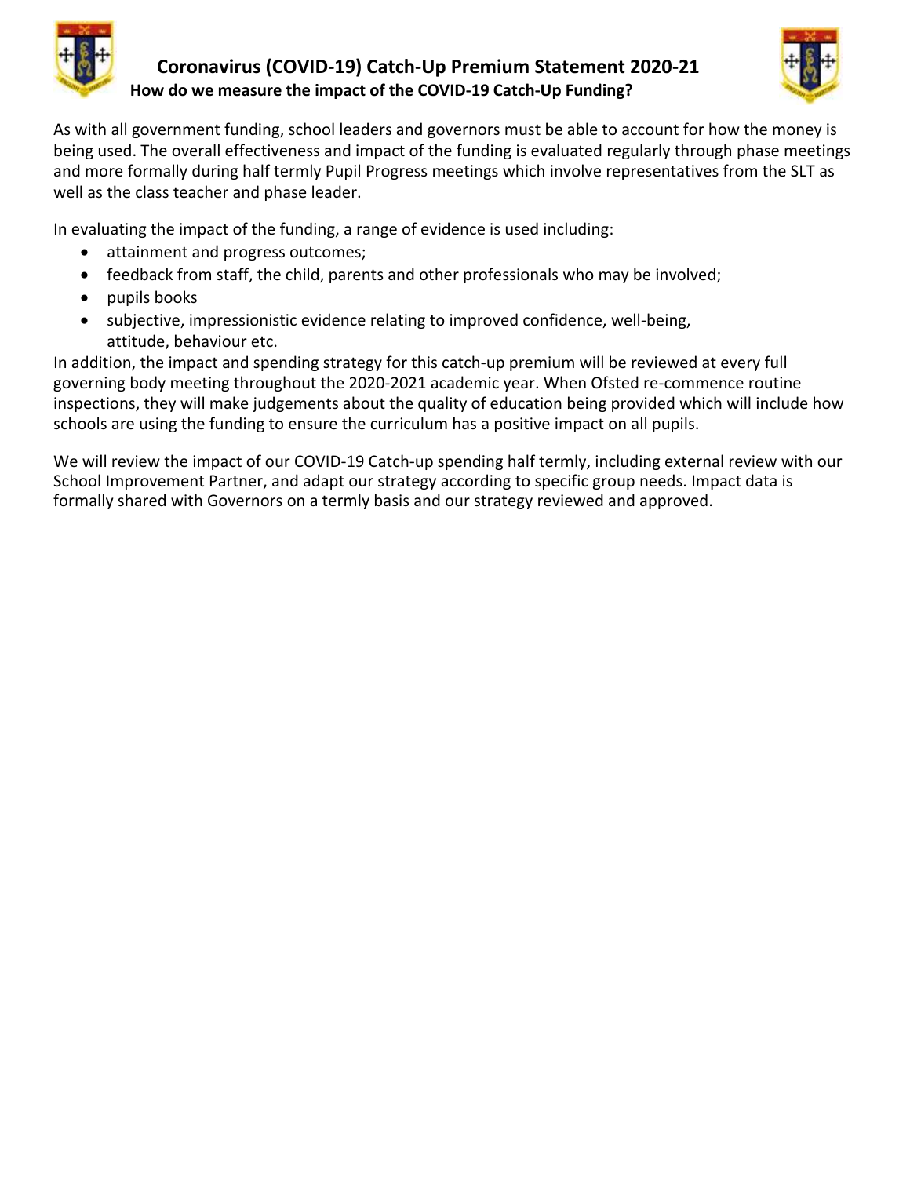## Coronavirus (COVID-19) Catch-Up Premium Statement 2020-21

### How do we measure the impact of the COVID-19 Catch-Up Funding?

As with all government funding, school leaders and governors must be able to account for how the money is being used. The overall effectiveness and impact of the funding is evaluated regularly through phase meetings and more formally during half termly Pupil Progress meetings which involve representatives from the SLT as well as the class teacher and phase leader.

In evaluating the impact of the funding, a range of evidence is used including:

- attainment and progress outcomes;
- feedback from staff, the child, parents and other professionals who may be involved;
- pupils books
- subjective, impressionistic evidence relating to improved confidence, well-being, attitude, behaviour etc.

In addition, the impact and spending strategy for this catch-up premium will be reviewed at every full governing body meeting throughout the 2020-2021 academic year. When Ofsted re-commence routine inspections, they will make judgements about the quality of education being provided which will include how schools are using the funding to ensure the curriculum has a positive impact on all pupils.

We will review the impact of our COVID-19 Catch-up spending half termly, including external review with our School Improvement Partner, and adapt our strategy according to specific group needs. Impact data is formally shared with Governors on a termly basis and our strategy reviewed and approved.